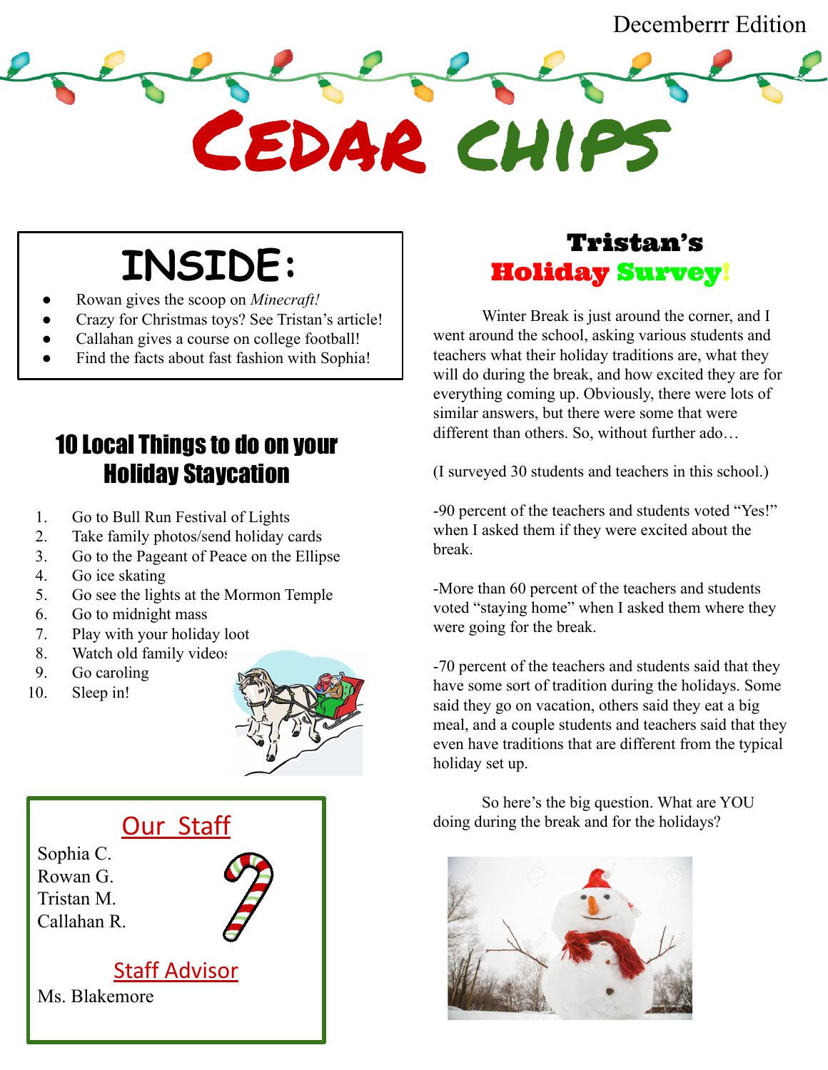Decemberrr Edition

# Cedar Chips

## INSIDE:

- Rowan gives the scoop on *Minecraft!*
- Crazy for Christmas toys? See Tristan's article!
- Callahan gives a course on college football!
- Find the facts about fast fashion with Sophia!

## 10 Local Things to do on your Holiday Staycation

1. Go to Bull Run Festival of Lights
2. Take family photos/send holiday cards
3. Go to the Pageant of Peace on the Ellipse
4. Go ice skating
5. Go see the lights at the Mormon Temple
6. Go to midnight mass
7. Play with your holiday loot
8. Watch old family videos
9. Go caroling
10. Sleep in!

## Our Staff

Sophia C.
Rowan G.
Tristan M.
Callahan R.

**Staff Advisor**

Ms. Blakemore

## Tristan's Holiday Survey!

Winter Break is just around the corner, and I went around the school, asking various students and teachers what their holiday traditions are, what they will do during the break, and how excited they are for everything coming up. Obviously, there were lots of similar answers, but there were some that were different than others. So, without further ado…

(I surveyed 30 students and teachers in this school.)

-90 percent of the teachers and students voted "Yes!" when I asked them if they were excited about the break.

-More than 60 percent of the teachers and students voted "staying home" when I asked them where they were going for the break.

-70 percent of the teachers and students said that they have some sort of tradition during the holidays. Some said they go on vacation, others said they eat a big meal, and a couple students and teachers said that they even have traditions that are different from the typical holiday set up.

So here's the big question. What are YOU doing during the break and for the holidays?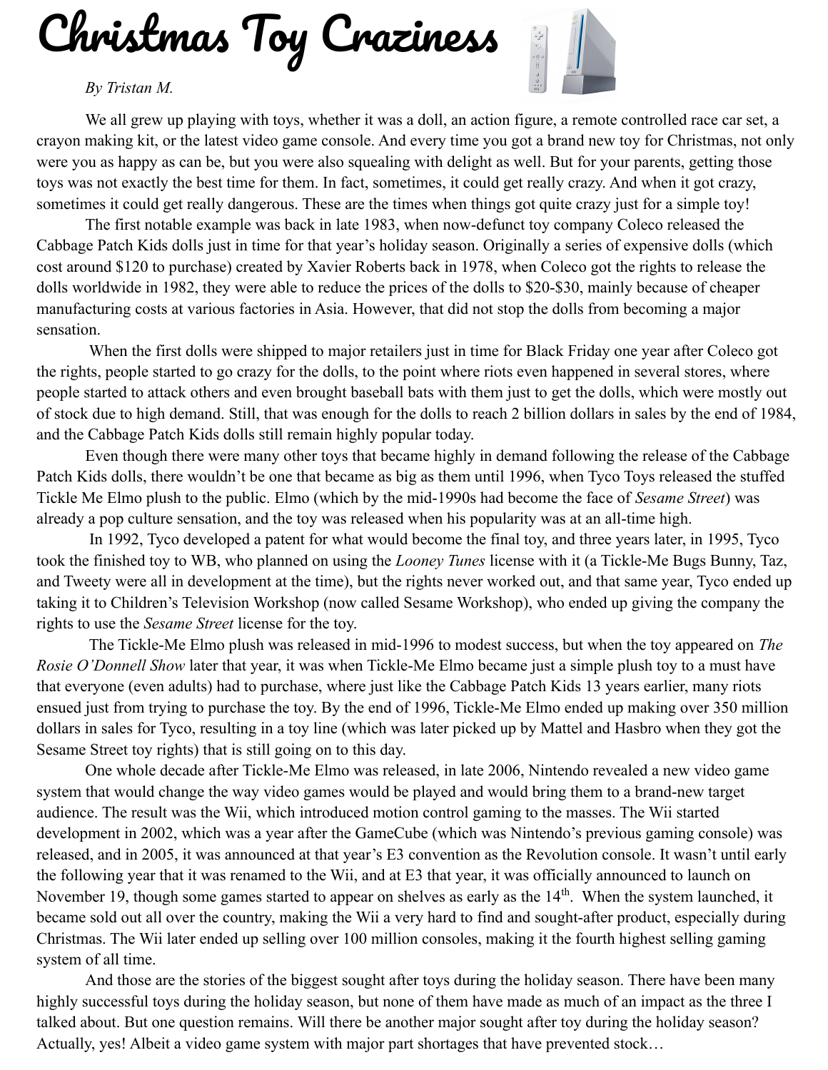# Christmas Toy Craziness

*By Tristan M.*

We all grew up playing with toys, whether it was a doll, an action figure, a remote controlled race car set, a crayon making kit, or the latest video game console. And every time you got a brand new toy for Christmas, not only were you as happy as can be, but you were also squealing with delight as well. But for your parents, getting those toys was not exactly the best time for them. In fact, sometimes, it could get really crazy. And when it got crazy, sometimes it could get really dangerous. These are the times when things got quite crazy just for a simple toy!

The first notable example was back in late 1983, when now-defunct toy company Coleco released the Cabbage Patch Kids dolls just in time for that year's holiday season. Originally a series of expensive dolls (which cost around $120 to purchase) created by Xavier Roberts back in 1978, when Coleco got the rights to release the dolls worldwide in 1982, they were able to reduce the prices of the dolls to $20-$30, mainly because of cheaper manufacturing costs at various factories in Asia. However, that did not stop the dolls from becoming a major sensation.

When the first dolls were shipped to major retailers just in time for Black Friday one year after Coleco got the rights, people started to go crazy for the dolls, to the point where riots even happened in several stores, where people started to attack others and even brought baseball bats with them just to get the dolls, which were mostly out of stock due to high demand. Still, that was enough for the dolls to reach 2 billion dollars in sales by the end of 1984, and the Cabbage Patch Kids dolls still remain highly popular today.

Even though there were many other toys that became highly in demand following the release of the Cabbage Patch Kids dolls, there wouldn't be one that became as big as them until 1996, when Tyco Toys released the stuffed Tickle Me Elmo plush to the public. Elmo (which by the mid-1990s had become the face of *Sesame Street*) was already a pop culture sensation, and the toy was released when his popularity was at an all-time high.

In 1992, Tyco developed a patent for what would become the final toy, and three years later, in 1995, Tyco took the finished toy to WB, who planned on using the *Looney Tunes* license with it (a Tickle-Me Bugs Bunny, Taz, and Tweety were all in development at the time), but the rights never worked out, and that same year, Tyco ended up taking it to Children's Television Workshop (now called Sesame Workshop), who ended up giving the company the rights to use the *Sesame Street* license for the toy.

The Tickle-Me Elmo plush was released in mid-1996 to modest success, but when the toy appeared on *The Rosie O'Donnell Show* later that year, it was when Tickle-Me Elmo became just a simple plush toy to a must have that everyone (even adults) had to purchase, where just like the Cabbage Patch Kids 13 years earlier, many riots ensued just from trying to purchase the toy. By the end of 1996, Tickle-Me Elmo ended up making over 350 million dollars in sales for Tyco, resulting in a toy line (which was later picked up by Mattel and Hasbro when they got the Sesame Street toy rights) that is still going on to this day.

One whole decade after Tickle-Me Elmo was released, in late 2006, Nintendo revealed a new video game system that would change the way video games would be played and would bring them to a brand-new target audience. The result was the Wii, which introduced motion control gaming to the masses. The Wii started development in 2002, which was a year after the GameCube (which was Nintendo's previous gaming console) was released, and in 2005, it was announced at that year's E3 convention as the Revolution console. It wasn't until early the following year that it was renamed to the Wii, and at E3 that year, it was officially announced to launch on November 19, though some games started to appear on shelves as early as the 14th. When the system launched, it became sold out all over the country, making the Wii a very hard to find and sought-after product, especially during Christmas. The Wii later ended up selling over 100 million consoles, making it the fourth highest selling gaming system of all time.

And those are the stories of the biggest sought after toys during the holiday season. There have been many highly successful toys during the holiday season, but none of them have made as much of an impact as the three I talked about. But one question remains. Will there be another major sought after toy during the holiday season? Actually, yes! Albeit a video game system with major part shortages that have prevented stock…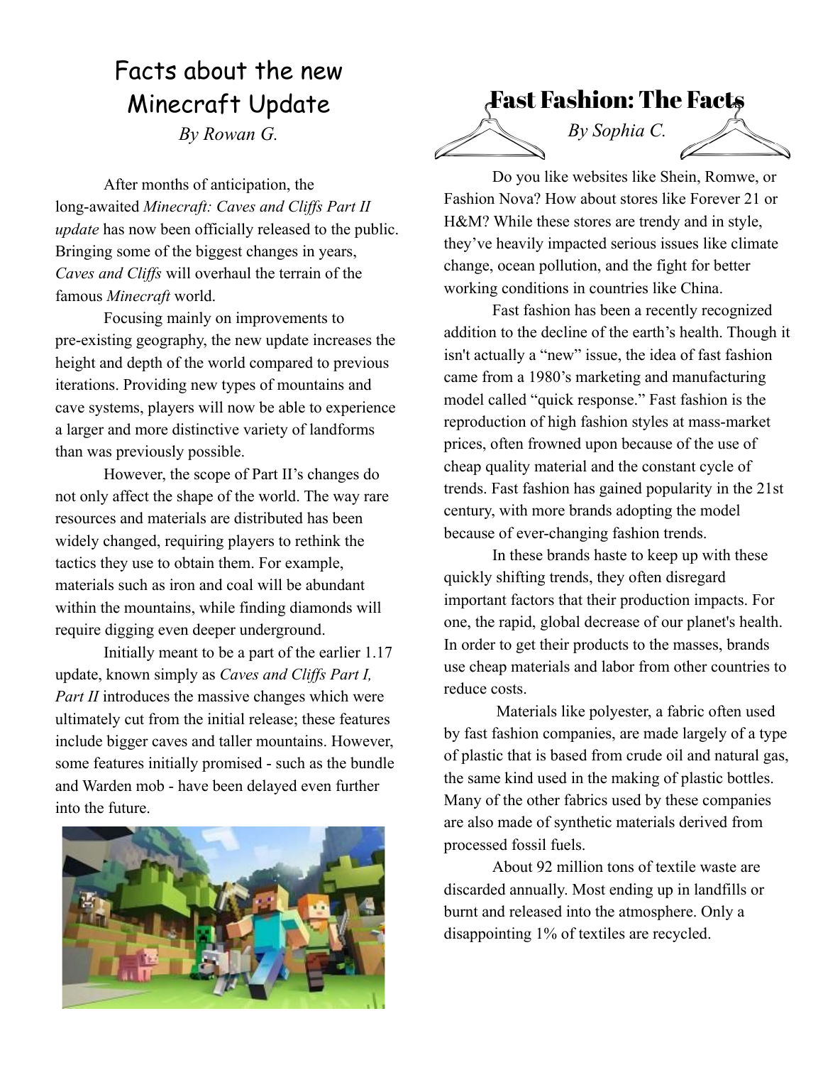## Facts about the new Minecraft Update

*By Rowan G.*

After months of anticipation, the long-awaited *Minecraft: Caves and Cliffs Part II update* has now been officially released to the public. Bringing some of the biggest changes in years, *Caves and Cliffs* will overhaul the terrain of the famous *Minecraft* world.

Focusing mainly on improvements to pre-existing geography, the new update increases the height and depth of the world compared to previous iterations. Providing new types of mountains and cave systems, players will now be able to experience a larger and more distinctive variety of landforms than was previously possible.

However, the scope of Part II's changes do not only affect the shape of the world. The way rare resources and materials are distributed has been widely changed, requiring players to rethink the tactics they use to obtain them. For example, materials such as iron and coal will be abundant within the mountains, while finding diamonds will require digging even deeper underground.

Initially meant to be a part of the earlier 1.17 update, known simply as *Caves and Cliffs Part I, Part II* introduces the massive changes which were ultimately cut from the initial release; these features include bigger caves and taller mountains. However, some features initially promised - such as the bundle and Warden mob - have been delayed even further into the future.

## Fast Fashion: The Facts

*By Sophia C.*

Do you like websites like Shein, Romwe, or Fashion Nova? How about stores like Forever 21 or H&M? While these stores are trendy and in style, they've heavily impacted serious issues like climate change, ocean pollution, and the fight for better working conditions in countries like China.

Fast fashion has been a recently recognized addition to the decline of the earth's health. Though it isn't actually a "new" issue, the idea of fast fashion came from a 1980's marketing and manufacturing model called "quick response." Fast fashion is the reproduction of high fashion styles at mass-market prices, often frowned upon because of the use of cheap quality material and the constant cycle of trends. Fast fashion has gained popularity in the 21st century, with more brands adopting the model because of ever-changing fashion trends.

In these brands haste to keep up with these quickly shifting trends, they often disregard important factors that their production impacts. For one, the rapid, global decrease of our planet's health. In order to get their products to the masses, brands use cheap materials and labor from other countries to reduce costs.

Materials like polyester, a fabric often used by fast fashion companies, are made largely of a type of plastic that is based from crude oil and natural gas, the same kind used in the making of plastic bottles. Many of the other fabrics used by these companies are also made of synthetic materials derived from processed fossil fuels.

About 92 million tons of textile waste are discarded annually. Most ending up in landfills or burnt and released into the atmosphere. Only a disappointing 1% of textiles are recycled.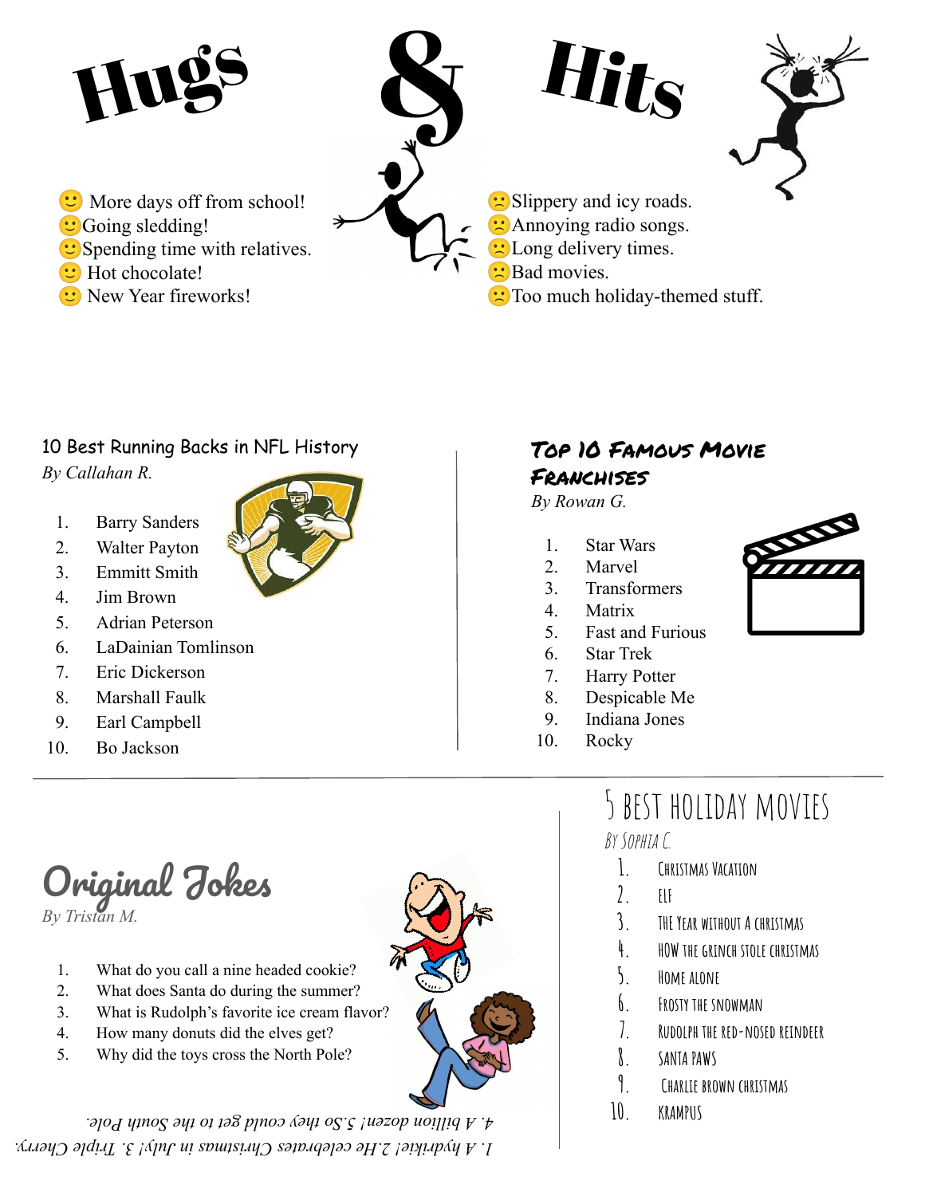# Hugs & Hits

🙂 More days off from school!
🙂 Going sledding!
🙂 Spending time with relatives.
🙂 Hot chocolate!
🙂 New Year fireworks!

🙁 Slippery and icy roads.
🙁 Annoying radio songs.
🙁 Long delivery times.
🙁 Bad movies.
🙁 Too much holiday-themed stuff.

## 10 Best Running Backs in NFL History

*By Callahan R.*

1. Barry Sanders
2. Walter Payton
3. Emmitt Smith
4. Jim Brown
5. Adrian Peterson
6. LaDainian Tomlinson
7. Eric Dickerson
8. Marshall Faulk
9. Earl Campbell
10. Bo Jackson

## Top 10 Famous Movie Franchises

*By Rowan G.*

1. Star Wars
2. Marvel
3. Transformers
4. Matrix
5. Fast and Furious
6. Star Trek
7. Harry Potter
8. Despicable Me
9. Indiana Jones
10. Rocky

## Original Jokes

*By Tristan M.*

1. What do you call a nine headed cookie?
2. What does Santa do during the summer?
3. What is Rudolph's favorite ice cream flavor?
4. How many donuts did the elves get?
5. Why did the toys cross the North Pole?

*1. A hydrikie! 2. He celebrates Christmas in July! 3. Triple Cherry. 4. A billion dozen! 5. So they could get to the South Pole.*

## 5 Best Holiday Movies

*By Sophia C.*

1. Christmas Vacation
2. Elf
3. The Year Without a Christmas
4. How the Grinch Stole Christmas
5. Home Alone
6. Frosty the Snowman
7. Rudolph the Red-Nosed Reindeer
8. Santa Paws
9. Charlie Brown Christmas
10. Krampus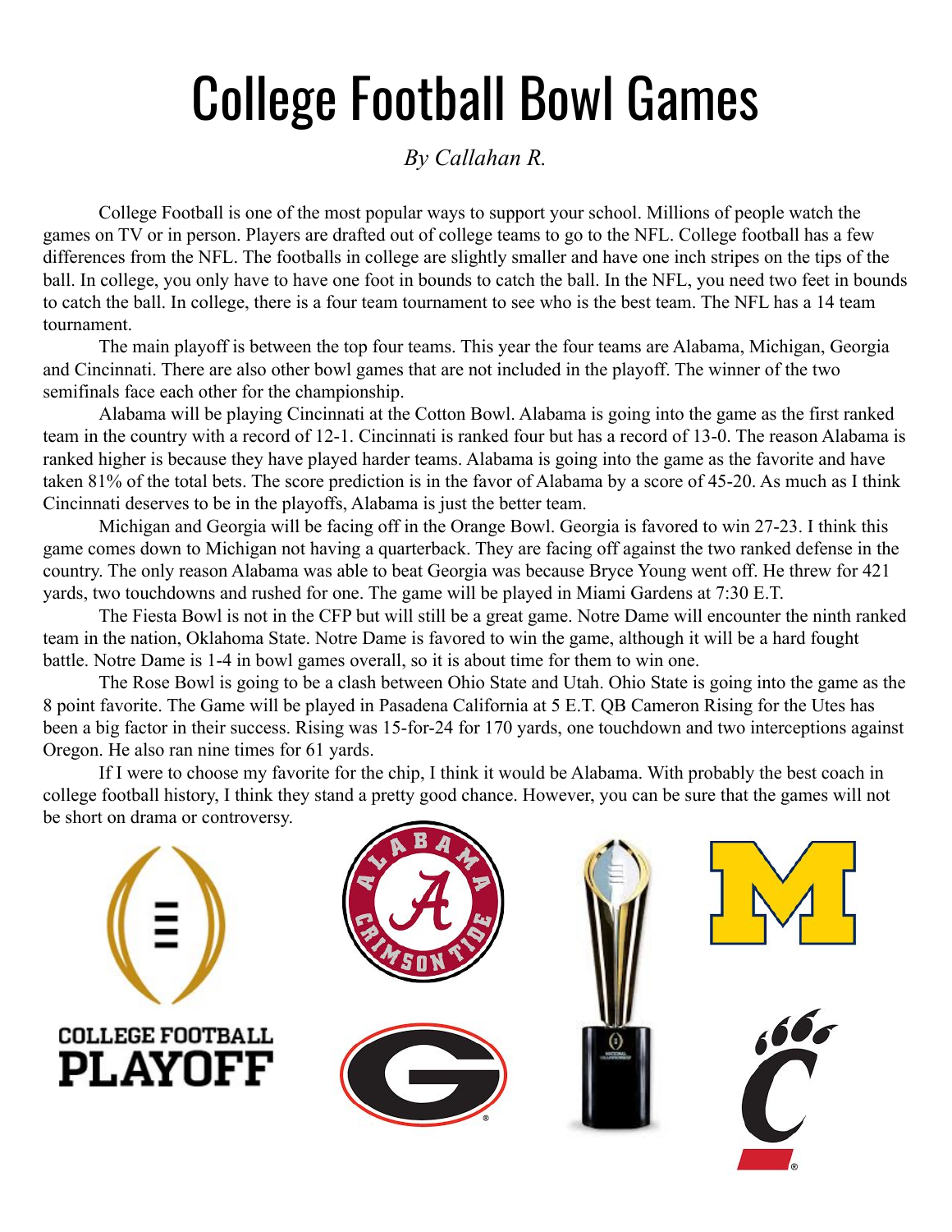# College Football Bowl Games

*By Callahan R.*

College Football is one of the most popular ways to support your school. Millions of people watch the games on TV or in person. Players are drafted out of college teams to go to the NFL. College football has a few differences from the NFL. The footballs in college are slightly smaller and have one inch stripes on the tips of the ball. In college, you only have to have one foot in bounds to catch the ball. In the NFL, you need two feet in bounds to catch the ball. In college, there is a four team tournament to see who is the best team. The NFL has a 14 team tournament.

The main playoff is between the top four teams. This year the four teams are Alabama, Michigan, Georgia and Cincinnati. There are also other bowl games that are not included in the playoff. The winner of the two semifinals face each other for the championship.

Alabama will be playing Cincinnati at the Cotton Bowl. Alabama is going into the game as the first ranked team in the country with a record of 12-1. Cincinnati is ranked four but has a record of 13-0. The reason Alabama is ranked higher is because they have played harder teams. Alabama is going into the game as the favorite and have taken 81% of the total bets. The score prediction is in the favor of Alabama by a score of 45-20. As much as I think Cincinnati deserves to be in the playoffs, Alabama is just the better team.

Michigan and Georgia will be facing off in the Orange Bowl. Georgia is favored to win 27-23. I think this game comes down to Michigan not having a quarterback. They are facing off against the two ranked defense in the country. The only reason Alabama was able to beat Georgia was because Bryce Young went off. He threw for 421 yards, two touchdowns and rushed for one. The game will be played in Miami Gardens at 7:30 E.T.

The Fiesta Bowl is not in the CFP but will still be a great game. Notre Dame will encounter the ninth ranked team in the nation, Oklahoma State. Notre Dame is favored to win the game, although it will be a hard fought battle. Notre Dame is 1-4 in bowl games overall, so it is about time for them to win one.

The Rose Bowl is going to be a clash between Ohio State and Utah. Ohio State is going into the game as the 8 point favorite. The Game will be played in Pasadena California at 5 E.T. QB Cameron Rising for the Utes has been a big factor in their success. Rising was 15-for-24 for 170 yards, one touchdown and two interceptions against Oregon. He also ran nine times for 61 yards.

If I were to choose my favorite for the chip, I think it would be Alabama. With probably the best coach in college football history, I think they stand a pretty good chance. However, you can be sure that the games will not be short on drama or controversy.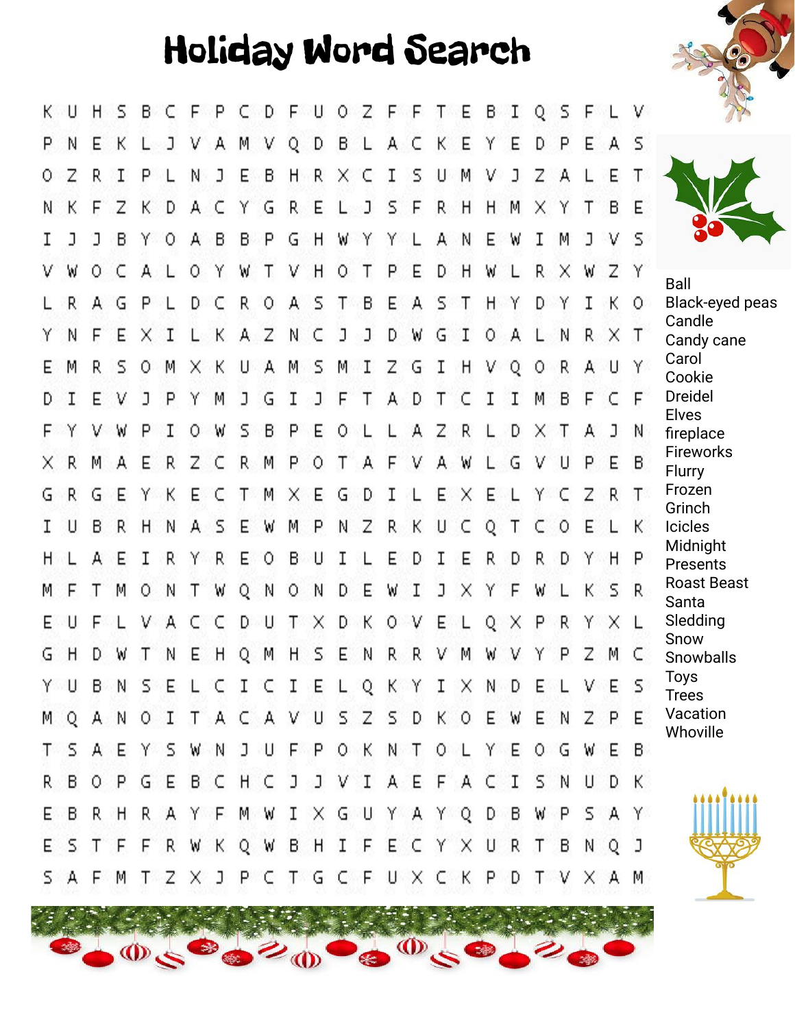# Holiday Word Search

```
K U H S B C F P C D F U O Z F F T E B I Q S F L V
P N E K L J V A M V Q D B L A C K E Y E D P E A S
O Z R I P L N J E B H R X C I S U M V J Z A L E T
N K F Z K D A C Y G R E L J S F R H H M X Y T B E
I J J B Y O A B B P G H W Y Y L A N E W I M J V S
V W O C A L O Y W T V H O T P E D H W L R X W Z Y
L R A G P L D C R O A S T B E A S T H Y D Y I K O
Y N F E X I L K A Z N C J J D W G I O A L N R X T
E M R S O M X K U A M S M I Z G I H V Q O R A U Y
D I E V J P Y M J G I J F T A D T C I I M B F C F
F Y V W P I O W S B P E O L L A Z R L D X T A J N
X R M A E R Z C R M P O T A F V A W L G V U P E B
G R G E Y K E C T M X E G D I L E X E L Y C Z R T
I U B R H N A S E W M P N Z R K U C Q T C O E L K
H L A E I R Y R E O B U I L E D I E R D R D Y H P
M F T M O N T W Q N O N D E W I J X Y F W L K S R
E U F L V A C C D U T X D K O V E L Q X P R Y X L
G H D W T N E H Q M H S E N R R V M W V Y P Z M C
Y U B N S E L C I C I E L Q K Y I X N D E L V E S
M Q A N O I T A C A V U S Z S D K O E W E N Z P E
T S A E Y S W N J U F P O K N T O L Y E O G W E B
R B O P G E B C H C J J V I A E F A C I S N U D K
E B R H R A Y F M W I X G U Y A Y Q D B W P S A Y
E S T F F R W K Q W B H I F E C Y X U R T B N Q J
S A F M T Z X J P C T G C F U X C K P D T V X A M
```

- Ball
- Black-eyed peas
- Candle
- Candy cane
- Carol
- Cookie
- Dreidel
- Elves
- fireplace
- Fireworks
- Flurry
- Frozen
- Grinch
- Icicles
- Midnight
- Presents
- Roast Beast
- Santa
- Sledding
- Snow
- Snowballs
- Toys
- Trees
- Vacation
- Whoville